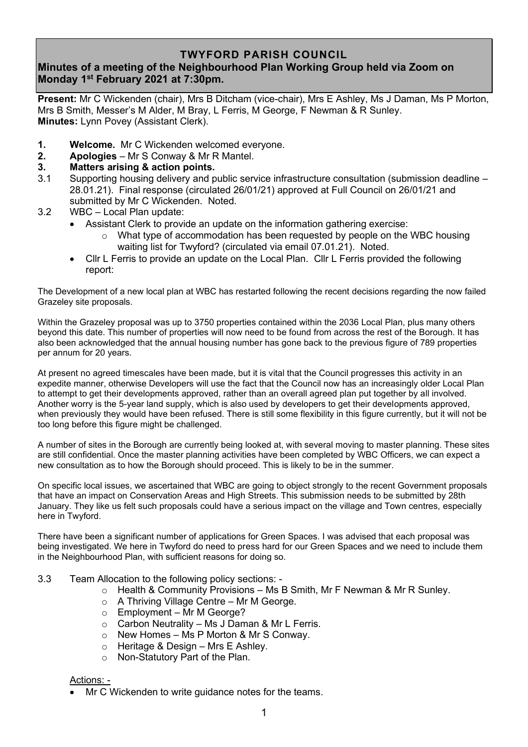# TWYFORD PARISH COUNCIL

## Minutes of a meeting of the Neighbourhood Plan Working Group held via Zoom on Monday 1st February 2021 at 7:30pm.

**Present:** Mr C Wickenden (chair), Mrs B Ditcham (vice-chair), Mrs E Ashley, Ms J Daman, Ms P Morton, Mrs B Smith, Messer's M Alder, M Bray, L Ferris, M George, F Newman & R Sunley.
**Minutes:** Lynn Povey (Assistant Clerk).

**1. Welcome.** Mr C Wickenden welcomed everyone.

**2. Apologies** – Mr S Conway & Mr R Mantel.

**3. Matters arising & action points.**

3.1 Supporting housing delivery and public service infrastructure consultation (submission deadline – 28.01.21). Final response (circulated 26/01/21) approved at Full Council on 26/01/21 and submitted by Mr C Wickenden. Noted.

3.2 WBC – Local Plan update:

- Assistant Clerk to provide an update on the information gathering exercise:
  - What type of accommodation has been requested by people on the WBC housing waiting list for Twyford? (circulated via email 07.01.21). Noted.
- Cllr L Ferris to provide an update on the Local Plan. Cllr L Ferris provided the following report:

The Development of a new local plan at WBC has restarted following the recent decisions regarding the now failed Grazeley site proposals.

Within the Grazeley proposal was up to 3750 properties contained within the 2036 Local Plan, plus many others beyond this date. This number of properties will now need to be found from across the rest of the Borough. It has also been acknowledged that the annual housing number has gone back to the previous figure of 789 properties per annum for 20 years.

At present no agreed timescales have been made, but it is vital that the Council progresses this activity in an expedite manner, otherwise Developers will use the fact that the Council now has an increasingly older Local Plan to attempt to get their developments approved, rather than an overall agreed plan put together by all involved. Another worry is the 5-year land supply, which is also used by developers to get their developments approved, when previously they would have been refused. There is still some flexibility in this figure currently, but it will not be too long before this figure might be challenged.

A number of sites in the Borough are currently being looked at, with several moving to master planning. These sites are still confidential. Once the master planning activities have been completed by WBC Officers, we can expect a new consultation as to how the Borough should proceed. This is likely to be in the summer.

On specific local issues, we ascertained that WBC are going to object strongly to the recent Government proposals that have an impact on Conservation Areas and High Streets. This submission needs to be submitted by 28th January. They like us felt such proposals could have a serious impact on the village and Town centres, especially here in Twyford.

There have been a significant number of applications for Green Spaces. I was advised that each proposal was being investigated. We here in Twyford do need to press hard for our Green Spaces and we need to include them in the Neighbourhood Plan, with sufficient reasons for doing so.

3.3 Team Allocation to the following policy sections: -

- Health & Community Provisions – Ms B Smith, Mr F Newman & Mr R Sunley.
- A Thriving Village Centre – Mr M George.
- Employment – Mr M George?
- Carbon Neutrality – Ms J Daman & Mr L Ferris.
- New Homes – Ms P Morton & Mr S Conway.
- Heritage & Design – Mrs E Ashley.
- Non-Statutory Part of the Plan.

Actions: -

- Mr C Wickenden to write guidance notes for the teams.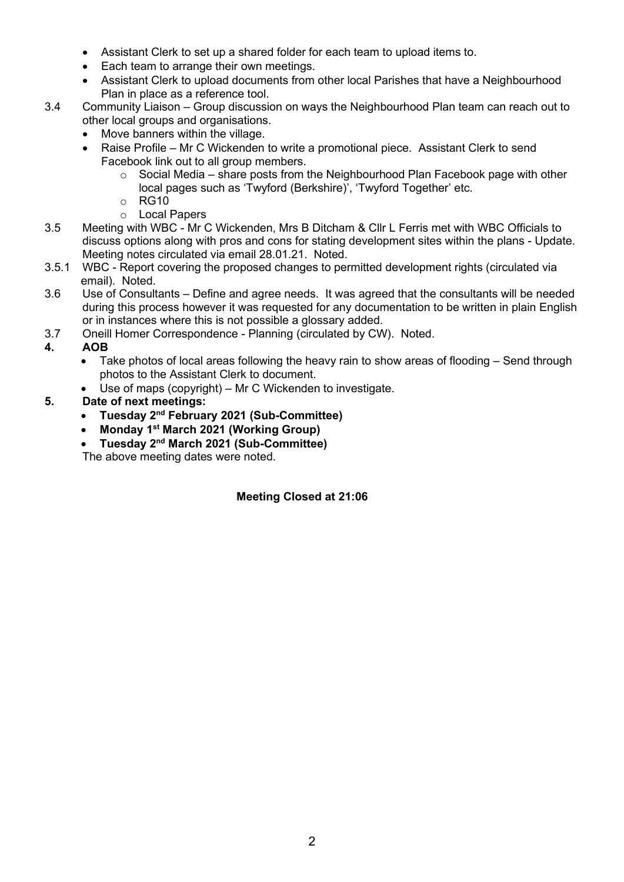- Assistant Clerk to set up a shared folder for each team to upload items to.
- Each team to arrange their own meetings.
- Assistant Clerk to upload documents from other local Parishes that have a Neighbourhood Plan in place as a reference tool.

3.4 Community Liaison – Group discussion on ways the Neighbourhood Plan team can reach out to other local groups and organisations.

- Move banners within the village.
- Raise Profile – Mr C Wickenden to write a promotional piece. Assistant Clerk to send Facebook link out to all group members.
    - Social Media – share posts from the Neighbourhood Plan Facebook page with other local pages such as 'Twyford (Berkshire)', 'Twyford Together' etc.
    - RG10
    - Local Papers

3.5 Meeting with WBC - Mr C Wickenden, Mrs B Ditcham & Cllr L Ferris met with WBC Officials to discuss options along with pros and cons for stating development sites within the plans - Update. Meeting notes circulated via email 28.01.21. Noted.

3.5.1 WBC - Report covering the proposed changes to permitted development rights (circulated via email). Noted.

3.6 Use of Consultants – Define and agree needs. It was agreed that the consultants will be needed during this process however it was requested for any documentation to be written in plain English or in instances where this is not possible a glossary added.

3.7 Oneill Homer Correspondence - Planning (circulated by CW). Noted.

**4. AOB**

- Take photos of local areas following the heavy rain to show areas of flooding – Send through photos to the Assistant Clerk to document.
- Use of maps (copyright) – Mr C Wickenden to investigate.

**5. Date of next meetings:**

- **Tuesday 2nd February 2021 (Sub-Committee)**
- **Monday 1st March 2021 (Working Group)**
- **Tuesday 2nd March 2021 (Sub-Committee)**

The above meeting dates were noted.

**Meeting Closed at 21:06**